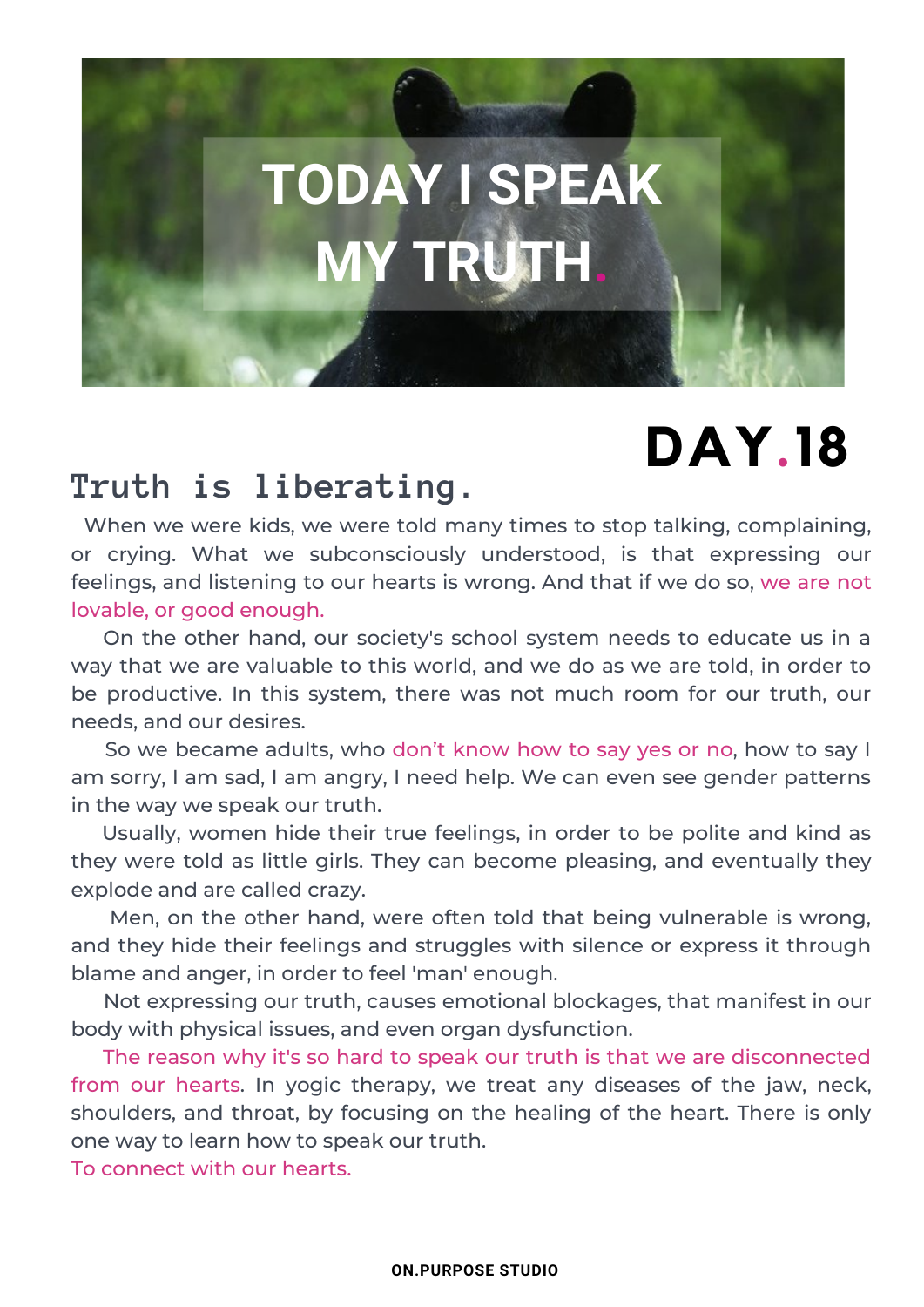# TODAY I SPEAK MY TRUTH.

# DAY.18

## Truth is liberating.

When we were kids, we were told many times to stop talking, complaining, or crying. What we subconsciously understood, is that expressing our feelings, and listening to our hearts is wrong. And that if we do so, we are not lovable, or good enough.

On the other hand, our society's school system needs to educate us in a way that we are valuable to this world, and we do as we are told, in order to be productive. In this system, there was not much room for our truth, our needs, and our desires.

So we became adults, who don't know how to say yes or no, how to say I am sorry, I am sad, I am angry, I need help. We can even see gender patterns in the way we speak our truth.

Usually, women hide their true feelings, in order to be polite and kind as they were told as little girls. They can become pleasing, and eventually they explode and are called crazy.

Men, on the other hand, were often told that being vulnerable is wrong, and they hide their feelings and struggles with silence or express it through blame and anger, in order to feel 'man' enough.

Not expressing our truth, causes emotional blockages, that manifest in our body with physical issues, and even organ dysfunction.

The reason why it's so hard to speak our truth is that we are disconnected from our hearts. In yogic therapy, we treat any diseases of the jaw, neck, shoulders, and throat, by focusing on the healing of the heart. There is only one way to learn how to speak our truth.

To connect with our hearts.

ON.PURPOSE STUDIO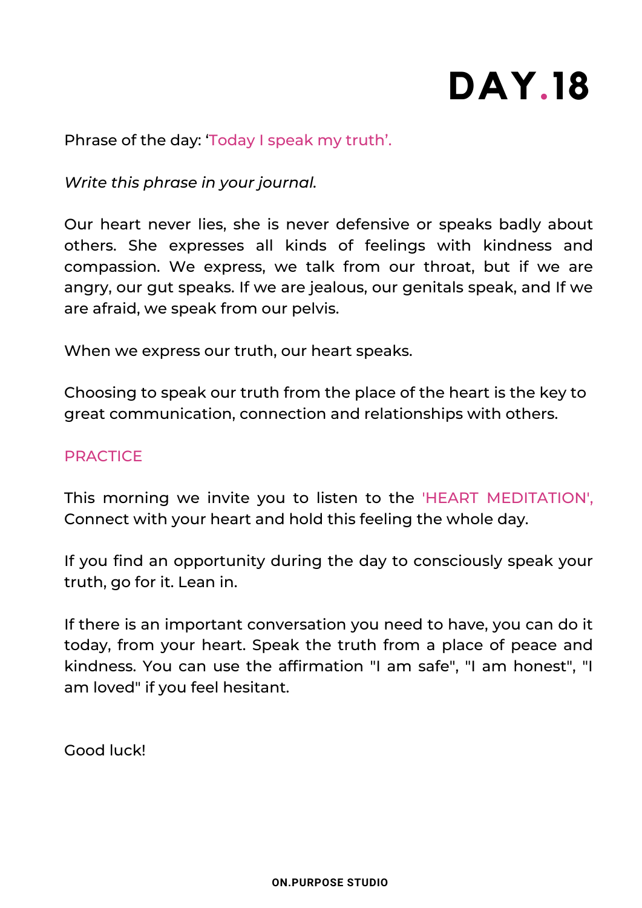# DAY.18

Phrase of the day: 'Today I speak my truth'.

*Write this phrase in your journal.*

Our heart never lies, she is never defensive or speaks badly about others. She expresses all kinds of feelings with kindness and compassion. We express, we talk from our throat, but if we are angry, our gut speaks. If we are jealous, our genitals speak, and If we are afraid, we speak from our pelvis.

When we express our truth, our heart speaks.

Choosing to speak our truth from the place of the heart is the key to great communication, connection and relationships with others.

## PRACTICE

This morning we invite you to listen to the 'HEART MEDITATION', Connect with your heart and hold this feeling the whole day.

If you find an opportunity during the day to consciously speak your truth, go for it. Lean in.

If there is an important conversation you need to have, you can do it today, from your heart. Speak the truth from a place of peace and kindness. You can use the affirmation "I am safe", "I am honest", "I am loved" if you feel hesitant.

Good luck!